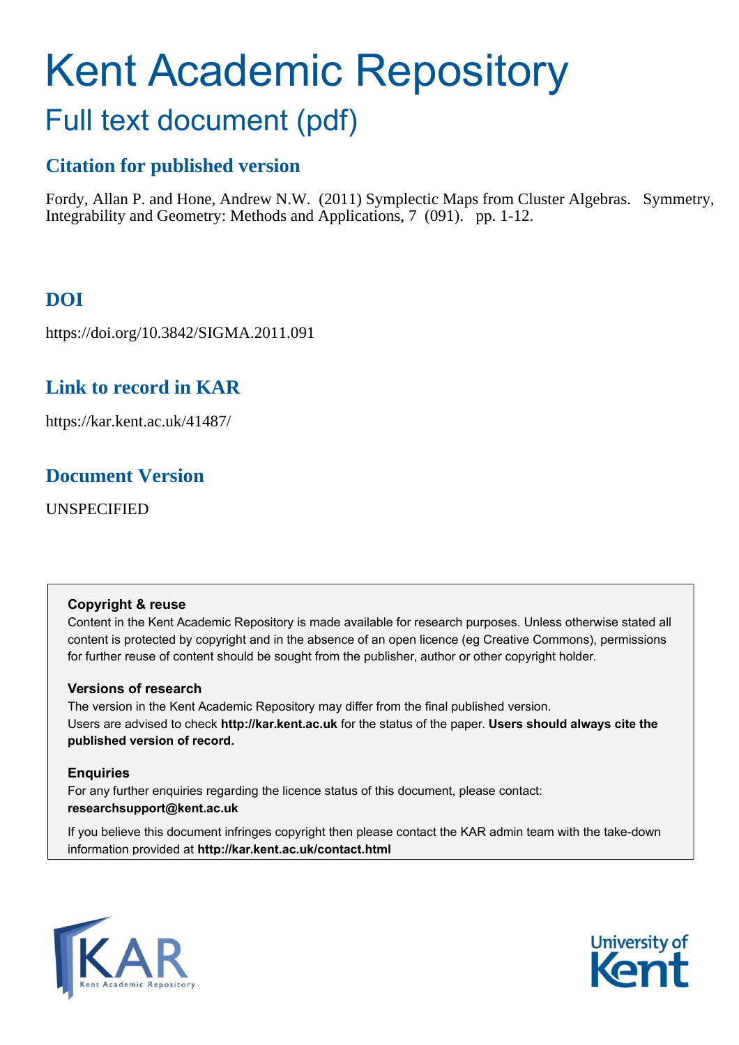# Kent Academic Repository

## Full text document (pdf)

### Citation for published version

Fordy, Allan P. and Hone, Andrew N.W. (2011) Symplectic Maps from Cluster Algebras. Symmetry, Integrability and Geometry: Methods and Applications, 7 (091). pp. 1-12.

### DOI

https://doi.org/10.3842/SIGMA.2011.091

### Link to record in KAR

https://kar.kent.ac.uk/41487/

### Document Version

UNSPECIFIED

**Copyright & reuse**

Content in the Kent Academic Repository is made available for research purposes. Unless otherwise stated all content is protected by copyright and in the absence of an open licence (eg Creative Commons), permissions for further reuse of content should be sought from the publisher, author or other copyright holder.

**Versions of research**

The version in the Kent Academic Repository may differ from the final published version. Users are advised to check **http://kar.kent.ac.uk** for the status of the paper. **Users should always cite the published version of record.**

**Enquiries**

For any further enquiries regarding the licence status of this document, please contact: **researchsupport@kent.ac.uk**

If you believe this document infringes copyright then please contact the KAR admin team with the take-down information provided at **http://kar.kent.ac.uk/contact.html**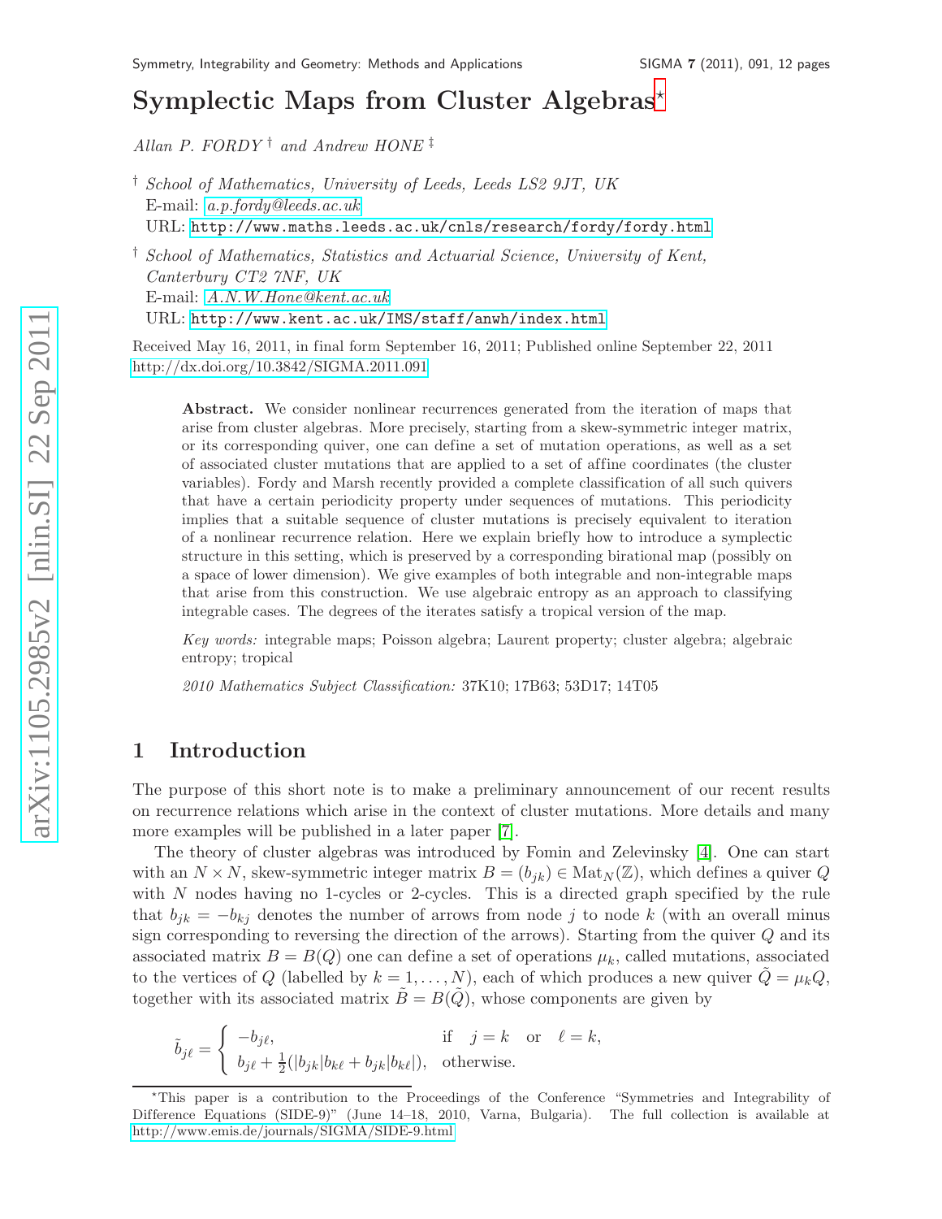# Symplectic Maps from Cluster Algebras[⋆]

*Allan P. FORDY* [†] *and Andrew HONE* [‡]

[†] *School of Mathematics, University of Leeds, Leeds LS2 9JT, UK*
E-mail: *a.p.fordy@leeds.ac.uk*
URL: http://www.maths.leeds.ac.uk/cnls/research/fordy/fordy.html

[†] *School of Mathematics, Statistics and Actuarial Science, University of Kent, Canterbury CT2 7NF, UK*
E-mail: *A.N.W.Hone@kent.ac.uk*
URL: http://www.kent.ac.uk/IMS/staff/anwh/index.html

Received May 16, 2011, in final form September 16, 2011; Published online September 22, 2011
http://dx.doi.org/10.3842/SIGMA.2011.091

**Abstract.** We consider nonlinear recurrences generated from the iteration of maps that arise from cluster algebras. More precisely, starting from a skew-symmetric integer matrix, or its corresponding quiver, one can define a set of mutation operations, as well as a set of associated cluster mutations that are applied to a set of affine coordinates (the cluster variables). Fordy and Marsh recently provided a complete classification of all such quivers that have a certain periodicity property under sequences of mutations. This periodicity implies that a suitable sequence of cluster mutations is precisely equivalent to iteration of a nonlinear recurrence relation. Here we explain briefly how to introduce a symplectic structure in this setting, which is preserved by a corresponding birational map (possibly on a space of lower dimension). We give examples of both integrable and non-integrable maps that arise from this construction. We use algebraic entropy as an approach to classifying integrable cases. The degrees of the iterates satisfy a tropical version of the map.

*Key words:* integrable maps; Poisson algebra; Laurent property; cluster algebra; algebraic entropy; tropical

*2010 Mathematics Subject Classification:* 37K10; 17B63; 53D17; 14T05

## 1 Introduction

The purpose of this short note is to make a preliminary announcement of our recent results on recurrence relations which arise in the context of cluster mutations. More details and many more examples will be published in a later paper [7].

The theory of cluster algebras was introduced by Fomin and Zelevinsky [4]. One can start with an $N \times N$, skew-symmetric integer matrix $B = (b_{jk}) \in \mathrm{Mat}_N(\mathbb{Z})$, which defines a quiver $Q$ with $N$ nodes having no 1-cycles or 2-cycles. This is a directed graph specified by the rule that $b_{jk} = -b_{kj}$ denotes the number of arrows from node $j$ to node $k$ (with an overall minus sign corresponding to reversing the direction of the arrows). Starting from the quiver $Q$ and its associated matrix $B = B(Q)$ one can define a set of operations $\mu_k$, called mutations, associated to the vertices of $Q$ (labelled by $k = 1, \dots, N$), each of which produces a new quiver $\tilde{Q} = \mu_k Q$, together with its associated matrix $\tilde{B} = B(\tilde{Q})$, whose components are given by

$$\tilde{b}_{j\ell} = \begin{cases} -b_{j\ell}, & \text{if} \quad j = k \quad \text{or} \quad \ell = k, \\ b_{j\ell} + \frac{1}{2}(|b_{jk}|b_{k\ell} + b_{jk}|b_{k\ell}|), & \text{otherwise.} \end{cases}$$

[⋆]This paper is a contribution to the Proceedings of the Conference "Symmetries and Integrability of Difference Equations (SIDE-9)" (June 14–18, 2010, Varna, Bulgaria). The full collection is available at http://www.emis.de/journals/SIGMA/SIDE-9.html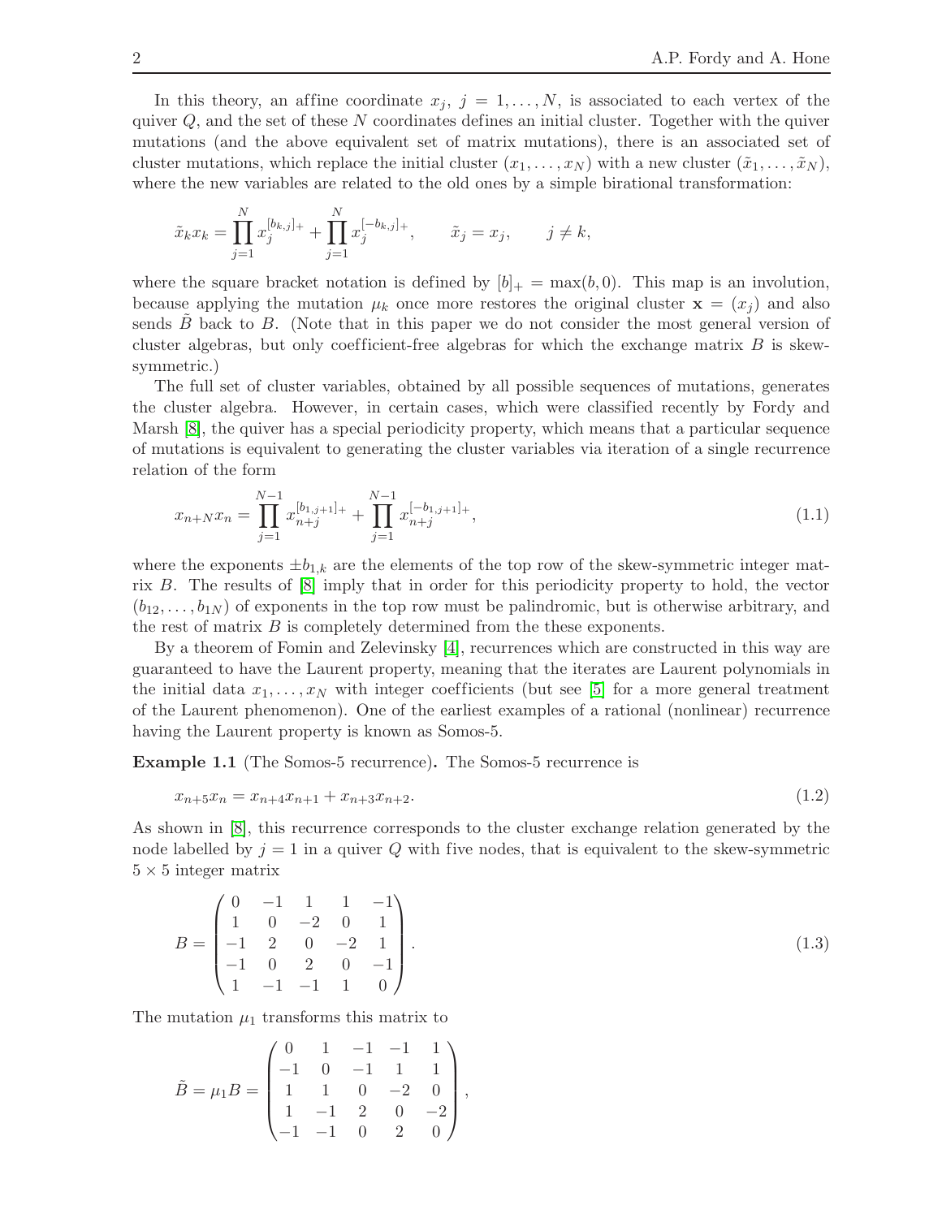In this theory, an affine coordinate $x_j$, $j = 1, \ldots, N$, is associated to each vertex of the quiver $Q$, and the set of these $N$ coordinates defines an initial cluster. Together with the quiver mutations (and the above equivalent set of matrix mutations), there is an associated set of cluster mutations, which replace the initial cluster $(x_1, \ldots, x_N)$ with a new cluster $(\tilde{x}_1, \ldots, \tilde{x}_N)$, where the new variables are related to the old ones by a simple birational transformation:

$$\tilde{x}_k x_k = \prod_{j=1}^{N} x_j^{[b_{k,j}]_+} + \prod_{j=1}^{N} x_j^{[-b_{k,j}]_+}, \qquad \tilde{x}_j = x_j, \qquad j \neq k,$$

where the square bracket notation is defined by $[b]_+ = \max(b, 0)$. This map is an involution, because applying the mutation $\mu_k$ once more restores the original cluster $\mathbf{x} = (x_j)$ and also sends $\tilde{B}$ back to $B$. (Note that in this paper we do not consider the most general version of cluster algebras, but only coefficient-free algebras for which the exchange matrix $B$ is skew-symmetric.)

The full set of cluster variables, obtained by all possible sequences of mutations, generates the cluster algebra. However, in certain cases, which were classified recently by Fordy and Marsh [8], the quiver has a special periodicity property, which means that a particular sequence of mutations is equivalent to generating the cluster variables via iteration of a single recurrence relation of the form

$$x_{n+N} x_n = \prod_{j=1}^{N-1} x_{n+j}^{[b_{1,j+1}]_+} + \prod_{j=1}^{N-1} x_{n+j}^{[-b_{1,j+1}]_+}, \tag{1.1}$$

where the exponents $\pm b_{1,k}$ are the elements of the top row of the skew-symmetric integer matrix $B$. The results of [8] imply that in order for this periodicity property to hold, the vector $(b_{12}, \ldots, b_{1N})$ of exponents in the top row must be palindromic, but is otherwise arbitrary, and the rest of matrix $B$ is completely determined from the these exponents.

By a theorem of Fomin and Zelevinsky [4], recurrences which are constructed in this way are guaranteed to have the Laurent property, meaning that the iterates are Laurent polynomials in the initial data $x_1, \ldots, x_N$ with integer coefficients (but see [5] for a more general treatment of the Laurent phenomenon). One of the earliest examples of a rational (nonlinear) recurrence having the Laurent property is known as Somos-5.

**Example 1.1** (The Somos-5 recurrence)**.** The Somos-5 recurrence is

$$x_{n+5} x_n = x_{n+4} x_{n+1} + x_{n+3} x_{n+2}. \tag{1.2}$$

As shown in [8], this recurrence corresponds to the cluster exchange relation generated by the node labelled by $j = 1$ in a quiver $Q$ with five nodes, that is equivalent to the skew-symmetric $5 \times 5$ integer matrix

$$B = \begin{pmatrix} 0 & -1 & 1 & 1 & -1 \\ 1 & 0 & -2 & 0 & 1 \\ -1 & 2 & 0 & -2 & 1 \\ -1 & 0 & 2 & 0 & -1 \\ 1 & -1 & -1 & 1 & 0 \end{pmatrix}. \tag{1.3}$$

The mutation $\mu_1$ transforms this matrix to

$$\tilde{B} = \mu_1 B = \begin{pmatrix} 0 & 1 & -1 & -1 & 1 \\ -1 & 0 & -1 & 1 & 1 \\ 1 & 1 & 0 & -2 & 0 \\ 1 & -1 & 2 & 0 & -2 \\ -1 & -1 & 0 & 2 & 0 \end{pmatrix},$$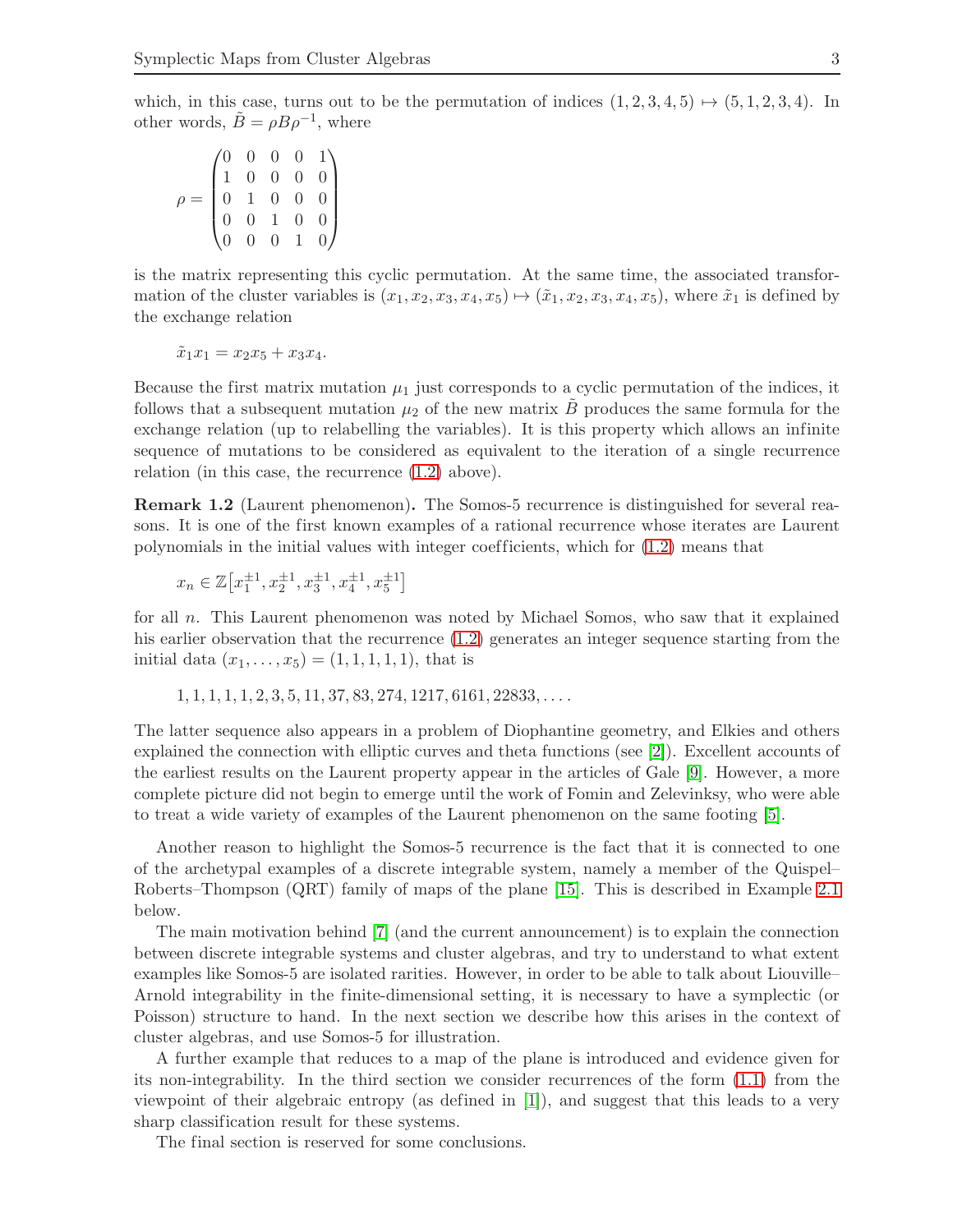which, in this case, turns out to be the permutation of indices $(1, 2, 3, 4, 5) \mapsto (5, 1, 2, 3, 4)$. In other words, $\tilde{B} = \rho B \rho^{-1}$, where

$$\rho = \begin{pmatrix} 0 & 0 & 0 & 0 & 1 \\ 1 & 0 & 0 & 0 & 0 \\ 0 & 1 & 0 & 0 & 0 \\ 0 & 0 & 1 & 0 & 0 \\ 0 & 0 & 0 & 1 & 0 \end{pmatrix}$$

is the matrix representing this cyclic permutation. At the same time, the associated transformation of the cluster variables is $(x_1, x_2, x_3, x_4, x_5) \mapsto (\tilde{x}_1, x_2, x_3, x_4, x_5)$, where $\tilde{x}_1$ is defined by the exchange relation

$$\tilde{x}_1 x_1 = x_2 x_5 + x_3 x_4.$$

Because the first matrix mutation $\mu_1$ just corresponds to a cyclic permutation of the indices, it follows that a subsequent mutation $\mu_2$ of the new matrix $\tilde{B}$ produces the same formula for the exchange relation (up to relabelling the variables). It is this property which allows an infinite sequence of mutations to be considered as equivalent to the iteration of a single recurrence relation (in this case, the recurrence (1.2) above).

**Remark 1.2** (Laurent phenomenon)**.** The Somos-5 recurrence is distinguished for several reasons. It is one of the first known examples of a rational recurrence whose iterates are Laurent polynomials in the initial values with integer coefficients, which for (1.2) means that

$$x_n \in \mathbb{Z}\big[x_1^{\pm 1}, x_2^{\pm 1}, x_3^{\pm 1}, x_4^{\pm 1}, x_5^{\pm 1}\big]$$

for all $n$. This Laurent phenomenon was noted by Michael Somos, who saw that it explained his earlier observation that the recurrence (1.2) generates an integer sequence starting from the initial data $(x_1, \ldots, x_5) = (1, 1, 1, 1, 1)$, that is

$$1, 1, 1, 1, 1, 2, 3, 5, 11, 37, 83, 274, 1217, 6161, 22833, \ldots.$$

The latter sequence also appears in a problem of Diophantine geometry, and Elkies and others explained the connection with elliptic curves and theta functions (see [2]). Excellent accounts of the earliest results on the Laurent property appear in the articles of Gale [9]. However, a more complete picture did not begin to emerge until the work of Fomin and Zelevinksy, who were able to treat a wide variety of examples of the Laurent phenomenon on the same footing [5].

Another reason to highlight the Somos-5 recurrence is the fact that it is connected to one of the archetypal examples of a discrete integrable system, namely a member of the Quispel–Roberts–Thompson (QRT) family of maps of the plane [15]. This is described in Example 2.1 below.

The main motivation behind [7] (and the current announcement) is to explain the connection between discrete integrable systems and cluster algebras, and try to understand to what extent examples like Somos-5 are isolated rarities. However, in order to be able to talk about Liouville–Arnold integrability in the finite-dimensional setting, it is necessary to have a symplectic (or Poisson) structure to hand. In the next section we describe how this arises in the context of cluster algebras, and use Somos-5 for illustration.

A further example that reduces to a map of the plane is introduced and evidence given for its non-integrability. In the third section we consider recurrences of the form (1.1) from the viewpoint of their algebraic entropy (as defined in [1]), and suggest that this leads to a very sharp classification result for these systems.

The final section is reserved for some conclusions.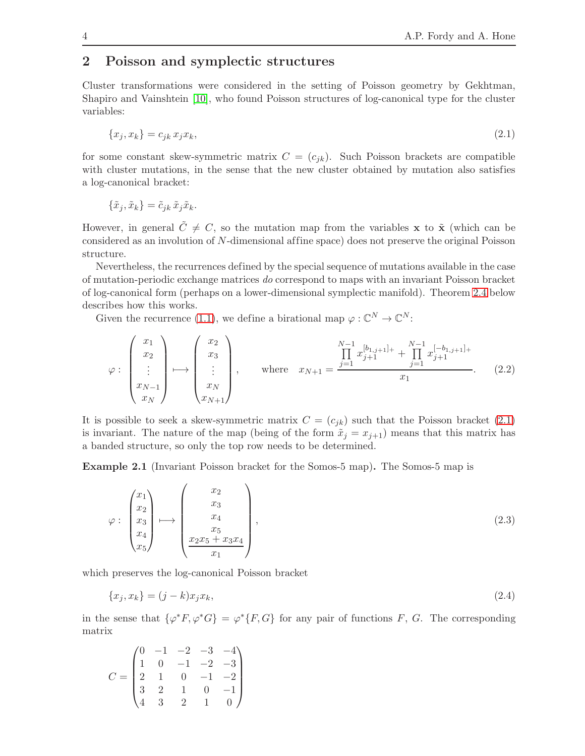## 2 Poisson and symplectic structures

Cluster transformations were considered in the setting of Poisson geometry by Gekhtman, Shapiro and Vainshtein [10], who found Poisson structures of log-canonical type for the cluster variables:

$$\{x_j, x_k\} = c_{jk}\, x_j x_k, \tag{2.1}$$

for some constant skew-symmetric matrix $C = (c_{jk})$. Such Poisson brackets are compatible with cluster mutations, in the sense that the new cluster obtained by mutation also satisfies a log-canonical bracket:

$$\{\tilde{x}_j, \tilde{x}_k\} = \tilde{c}_{jk}\, \tilde{x}_j \tilde{x}_k.$$

However, in general $\tilde{C} \neq C$, so the mutation map from the variables $\mathbf{x}$ to $\tilde{\mathbf{x}}$ (which can be considered as an involution of $N$-dimensional affine space) does not preserve the original Poisson structure.

Nevertheless, the recurrences defined by the special sequence of mutations available in the case of mutation-periodic exchange matrices *do* correspond to maps with an invariant Poisson bracket of log-canonical form (perhaps on a lower-dimensional symplectic manifold). Theorem 2.4 below describes how this works.

Given the recurrence (1.1), we define a birational map $\varphi : \mathbb{C}^N \to \mathbb{C}^N$:

$$\varphi : \begin{pmatrix} x_1 \\ x_2 \\ \vdots \\ x_{N-1} \\ x_N \end{pmatrix} \longmapsto \begin{pmatrix} x_2 \\ x_3 \\ \vdots \\ x_N \\ x_{N+1} \end{pmatrix}, \qquad \text{where} \quad x_{N+1} = \frac{\prod_{j=1}^{N-1} x_{j+1}^{[b_{1,j+1}]_+} + \prod_{j=1}^{N-1} x_{j+1}^{[-b_{1,j+1}]_+}}{x_1}. \tag{2.2}$$

It is possible to seek a skew-symmetric matrix $C = (c_{jk})$ such that the Poisson bracket (2.1) is invariant. The nature of the map (being of the form $\tilde{x}_j = x_{j+1}$) means that this matrix has a banded structure, so only the top row needs to be determined.

**Example 2.1** (Invariant Poisson bracket for the Somos-5 map)**.** The Somos-5 map is

$$\varphi : \begin{pmatrix} x_1 \\ x_2 \\ x_3 \\ x_4 \\ x_5 \end{pmatrix} \longmapsto \begin{pmatrix} x_2 \\ x_3 \\ x_4 \\ x_5 \\ \dfrac{x_2 x_5 + x_3 x_4}{x_1} \end{pmatrix}, \tag{2.3}$$

which preserves the log-canonical Poisson bracket

$$\{x_j, x_k\} = (j-k) x_j x_k, \tag{2.4}$$

in the sense that $\{\varphi^* F, \varphi^* G\} = \varphi^*\{F, G\}$ for any pair of functions $F$, $G$. The corresponding matrix

$$C = \begin{pmatrix} 0 & -1 & -2 & -3 & -4 \\ 1 & 0 & -1 & -2 & -3 \\ 2 & 1 & 0 & -1 & -2 \\ 3 & 2 & 1 & 0 & -1 \\ 4 & 3 & 2 & 1 & 0 \end{pmatrix}$$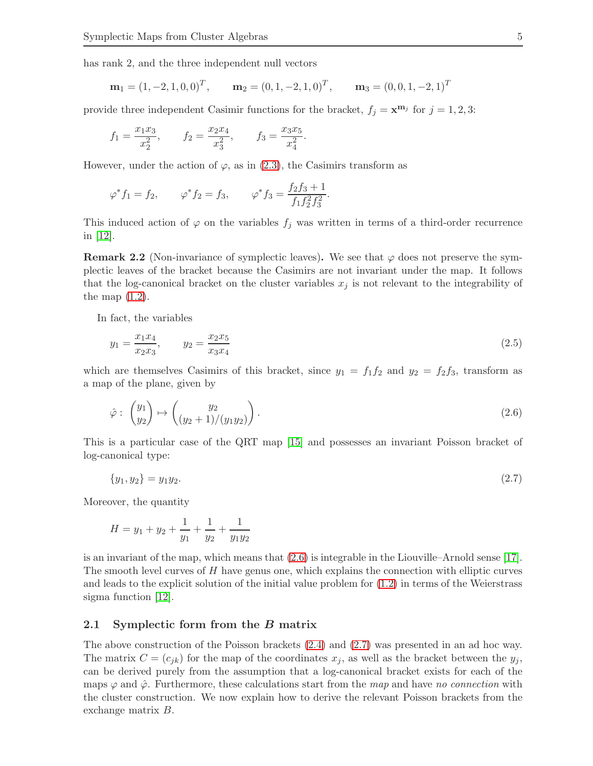has rank 2, and the three independent null vectors

$$\mathbf{m}_1 = (1, -2, 1, 0, 0)^T, \qquad \mathbf{m}_2 = (0, 1, -2, 1, 0)^T, \qquad \mathbf{m}_3 = (0, 0, 1, -2, 1)^T$$

provide three independent Casimir functions for the bracket, $f_j = \mathbf{x}^{\mathbf{m}_j}$ for $j = 1, 2, 3$:

$$f_1 = \frac{x_1 x_3}{x_2^2}, \qquad f_2 = \frac{x_2 x_4}{x_3^2}, \qquad f_3 = \frac{x_3 x_5}{x_4^2}.$$

However, under the action of $\varphi$, as in (2.3), the Casimirs transform as

$$\varphi^* f_1 = f_2, \qquad \varphi^* f_2 = f_3, \qquad \varphi^* f_3 = \frac{f_2 f_3 + 1}{f_1 f_2^2 f_3^2}.$$

This induced action of $\varphi$ on the variables $f_j$ was written in terms of a third-order recurrence in [12].

**Remark 2.2** (Non-invariance of symplectic leaves)**.** We see that $\varphi$ does not preserve the symplectic leaves of the bracket because the Casimirs are not invariant under the map. It follows that the log-canonical bracket on the cluster variables $x_j$ is not relevant to the integrability of the map (1.2).

In fact, the variables

$$y_1 = \frac{x_1 x_4}{x_2 x_3}, \qquad y_2 = \frac{x_2 x_5}{x_3 x_4} \tag{2.5}$$

which are themselves Casimirs of this bracket, since $y_1 = f_1 f_2$ and $y_2 = f_2 f_3$, transform as a map of the plane, given by

$$\hat{\varphi} : \begin{pmatrix} y_1 \\ y_2 \end{pmatrix} \mapsto \begin{pmatrix} y_2 \\ (y_2 + 1)/(y_1 y_2) \end{pmatrix}. \tag{2.6}$$

This is a particular case of the QRT map [15] and possesses an invariant Poisson bracket of log-canonical type:

$$\{y_1, y_2\} = y_1 y_2. \tag{2.7}$$

Moreover, the quantity

$$H = y_1 + y_2 + \frac{1}{y_1} + \frac{1}{y_2} + \frac{1}{y_1 y_2}$$

is an invariant of the map, which means that (2.6) is integrable in the Liouville–Arnold sense [17]. The smooth level curves of $H$ have genus one, which explains the connection with elliptic curves and leads to the explicit solution of the initial value problem for (1.2) in terms of the Weierstrass sigma function [12].

### 2.1 Symplectic form from the $B$ matrix

The above construction of the Poisson brackets (2.4) and (2.7) was presented in an ad hoc way. The matrix $C = (c_{jk})$ for the map of the coordinates $x_j$, as well as the bracket between the $y_j$, can be derived purely from the assumption that a log-canonical bracket exists for each of the maps $\varphi$ and $\hat{\varphi}$. Furthermore, these calculations start from the *map* and have *no connection* with the cluster construction. We now explain how to derive the relevant Poisson brackets from the exchange matrix $B$.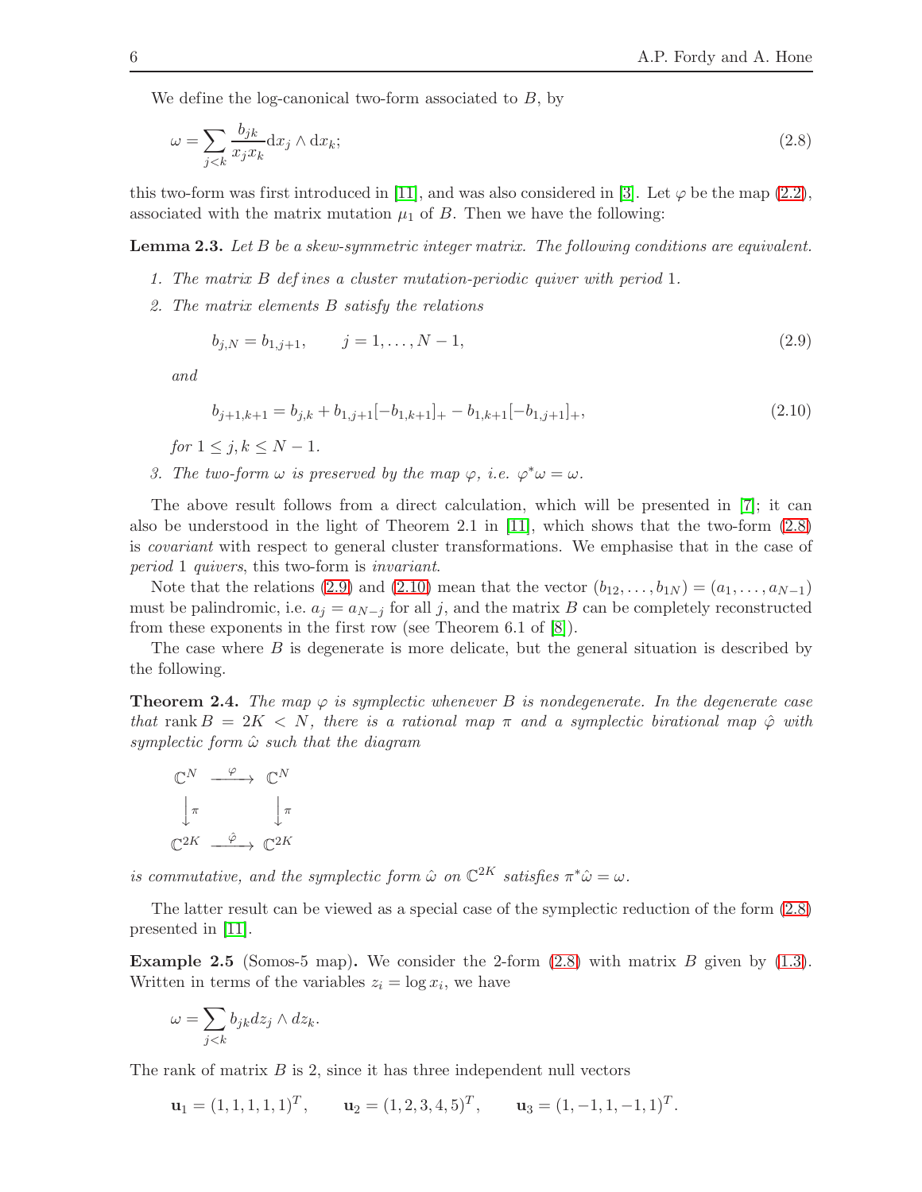We define the log-canonical two-form associated to $B$, by

$$\omega = \sum_{j<k} \frac{b_{jk}}{x_j x_k} \mathrm{d}x_j \wedge \mathrm{d}x_k; \tag{2.8}$$

this two-form was first introduced in [11], and was also considered in [3]. Let $\varphi$ be the map (2.2), associated with the matrix mutation $\mu_1$ of $B$. Then we have the following:

**Lemma 2.3.** *Let $B$ be a skew-symmetric integer matrix. The following conditions are equivalent.*

1. *The matrix $B$ defines a cluster mutation-periodic quiver with period 1.*
2. *The matrix elements $B$ satisfy the relations*

$$b_{j,N} = b_{1,j+1}, \qquad j = 1, \ldots, N-1, \tag{2.9}$$

*and*

$$b_{j+1,k+1} = b_{j,k} + b_{1,j+1}[-b_{1,k+1}]_+ - b_{1,k+1}[-b_{1,j+1}]_+, \tag{2.10}$$

*for $1 \le j, k \le N-1$.*

3. *The two-form $\omega$ is preserved by the map $\varphi$, i.e. $\varphi^*\omega = \omega$.*

The above result follows from a direct calculation, which will be presented in [7]; it can also be understood in the light of Theorem 2.1 in [11], which shows that the two-form (2.8) is *covariant* with respect to general cluster transformations. We emphasise that in the case of *period* 1 *quivers*, this two-form is *invariant*.

Note that the relations (2.9) and (2.10) mean that the vector $(b_{12}, \ldots, b_{1N}) = (a_1, \ldots, a_{N-1})$ must be palindromic, i.e. $a_j = a_{N-j}$ for all $j$, and the matrix $B$ can be completely reconstructed from these exponents in the first row (see Theorem 6.1 of [8]).

The case where $B$ is degenerate is more delicate, but the general situation is described by the following.

**Theorem 2.4.** *The map $\varphi$ is symplectic whenever $B$ is nondegenerate. In the degenerate case that $\operatorname{rank} B = 2K < N$, there is a rational map $\pi$ and a symplectic birational map $\hat{\varphi}$ with symplectic form $\hat{\omega}$ such that the diagram*

$$\begin{array}{ccc}
\mathbb{C}^N & \xrightarrow{\ \varphi\ } & \mathbb{C}^N \\
\Big\downarrow \pi & & \Big\downarrow \pi \\
\mathbb{C}^{2K} & \xrightarrow{\ \hat{\varphi}\ } & \mathbb{C}^{2K}
\end{array}$$

*is commutative, and the symplectic form $\hat{\omega}$ on $\mathbb{C}^{2K}$ satisfies $\pi^*\hat{\omega} = \omega$.*

The latter result can be viewed as a special case of the symplectic reduction of the form (2.8) presented in [11].

**Example 2.5** (Somos-5 map)**.** We consider the 2-form (2.8) with matrix $B$ given by (1.3). Written in terms of the variables $z_i = \log x_i$, we have

$$\omega = \sum_{j<k} b_{jk} dz_j \wedge dz_k.$$

The rank of matrix $B$ is 2, since it has three independent null vectors

$$\mathbf{u}_1 = (1,1,1,1,1)^T, \qquad \mathbf{u}_2 = (1,2,3,4,5)^T, \qquad \mathbf{u}_3 = (1,-1,1,-1,1)^T.$$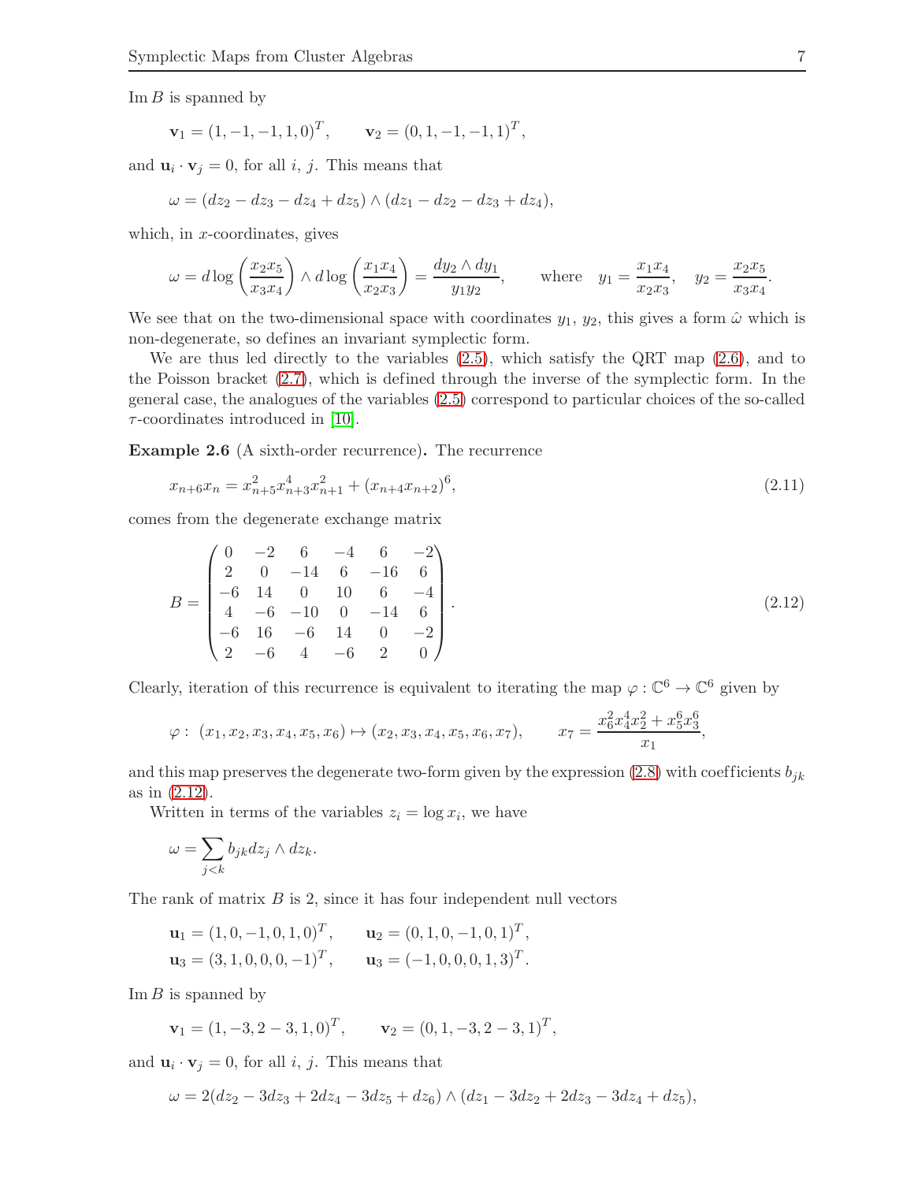Im $B$ is spanned by

$$\mathbf{v}_1 = (1, -1, -1, 1, 0)^T, \qquad \mathbf{v}_2 = (0, 1, -1, -1, 1)^T,$$

and $\mathbf{u}_i \cdot \mathbf{v}_j = 0$, for all $i$, $j$. This means that

$$\omega = (dz_2 - dz_3 - dz_4 + dz_5) \wedge (dz_1 - dz_2 - dz_3 + dz_4),$$

which, in $x$-coordinates, gives

$$\omega = d\log\left(\frac{x_2 x_5}{x_3 x_4}\right) \wedge d\log\left(\frac{x_1 x_4}{x_2 x_3}\right) = \frac{dy_2 \wedge dy_1}{y_1 y_2}, \qquad \text{where} \quad y_1 = \frac{x_1 x_4}{x_2 x_3}, \quad y_2 = \frac{x_2 x_5}{x_3 x_4}.$$

We see that on the two-dimensional space with coordinates $y_1$, $y_2$, this gives a form $\hat{\omega}$ which is non-degenerate, so defines an invariant symplectic form.

We are thus led directly to the variables (2.5), which satisfy the QRT map (2.6), and to the Poisson bracket (2.7), which is defined through the inverse of the symplectic form. In the general case, the analogues of the variables (2.5) correspond to particular choices of the so-called $\tau$-coordinates introduced in [10].

**Example 2.6** (A sixth-order recurrence)**.** The recurrence

$$x_{n+6} x_n = x_{n+5}^2 x_{n+3}^4 x_{n+1}^2 + (x_{n+4} x_{n+2})^6, \tag{2.11}$$

comes from the degenerate exchange matrix

$$B = \begin{pmatrix} 0 & -2 & 6 & -4 & 6 & -2 \\ 2 & 0 & -14 & 6 & -16 & 6 \\ -6 & 14 & 0 & 10 & 6 & -4 \\ 4 & -6 & -10 & 0 & -14 & 6 \\ -6 & 16 & -6 & 14 & 0 & -2 \\ 2 & -6 & 4 & -6 & 2 & 0 \end{pmatrix}. \tag{2.12}$$

Clearly, iteration of this recurrence is equivalent to iterating the map $\varphi : \mathbb{C}^6 \to \mathbb{C}^6$ given by

$$\varphi : \ (x_1, x_2, x_3, x_4, x_5, x_6) \mapsto (x_2, x_3, x_4, x_5, x_6, x_7), \qquad x_7 = \frac{x_6^2 x_4^4 x_2^2 + x_5^6 x_3^6}{x_1},$$

and this map preserves the degenerate two-form given by the expression (2.8) with coefficients $b_{jk}$ as in (2.12).

Written in terms of the variables $z_i = \log x_i$, we have

$$\omega = \sum_{j<k} b_{jk} dz_j \wedge dz_k.$$

The rank of matrix $B$ is 2, since it has four independent null vectors

$$\mathbf{u}_1 = (1, 0, -1, 0, 1, 0)^T, \qquad \mathbf{u}_2 = (0, 1, 0, -1, 0, 1)^T,$$
$$\mathbf{u}_3 = (3, 1, 0, 0, 0, -1)^T, \qquad \mathbf{u}_3 = (-1, 0, 0, 0, 1, 3)^T.$$

Im $B$ is spanned by

$$\mathbf{v}_1 = (1, -3, 2 - 3, 1, 0)^T, \qquad \mathbf{v}_2 = (0, 1, -3, 2 - 3, 1)^T,$$

and $\mathbf{u}_i \cdot \mathbf{v}_j = 0$, for all $i$, $j$. This means that

$$\omega = 2(dz_2 - 3dz_3 + 2dz_4 - 3dz_5 + dz_6) \wedge (dz_1 - 3dz_2 + 2dz_3 - 3dz_4 + dz_5),$$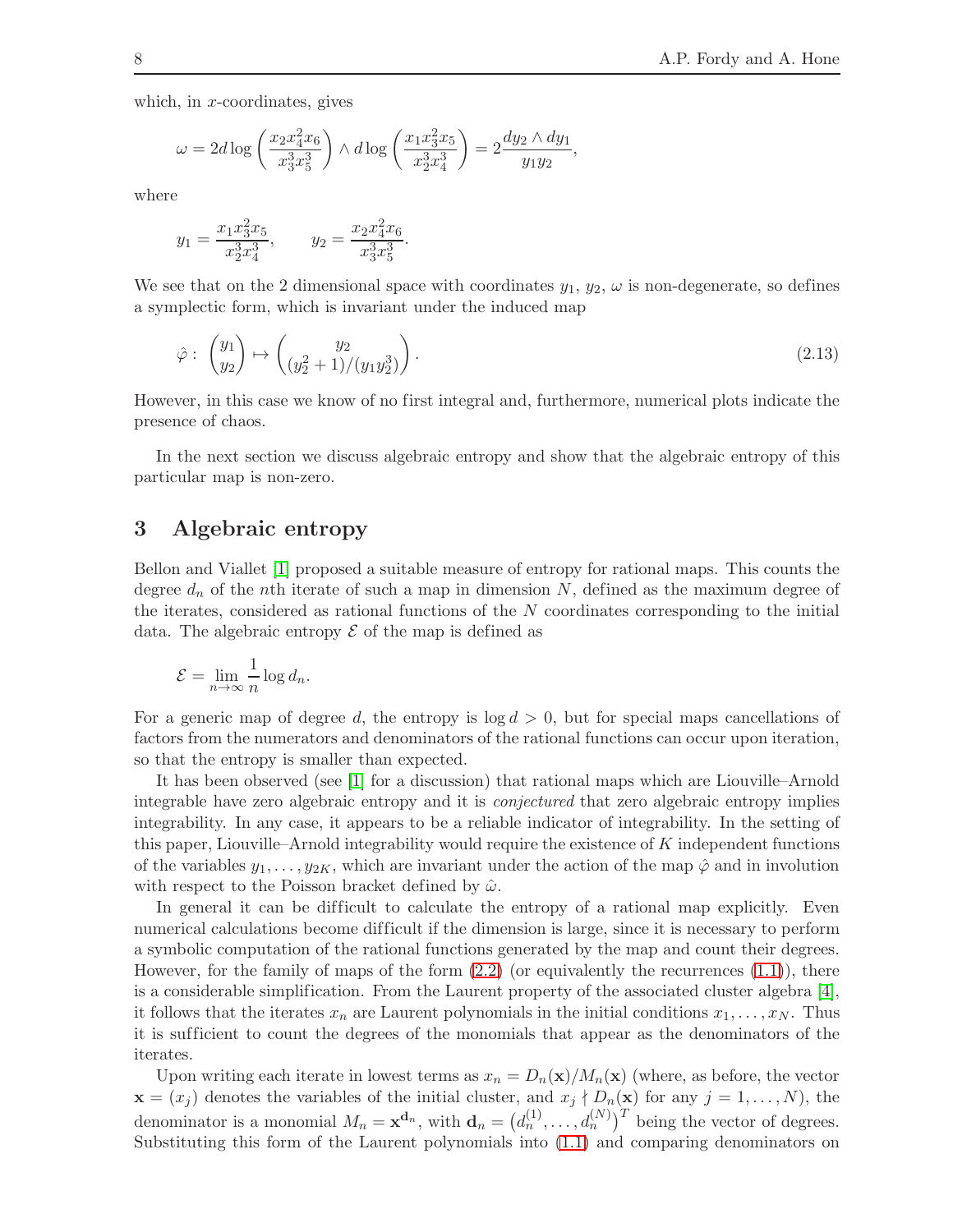which, in $x$-coordinates, gives

$$\omega = 2d\log\left(\frac{x_2x_4^2x_6}{x_3^3x_5^3}\right) \wedge d\log\left(\frac{x_1x_3^2x_5}{x_2^3x_4^3}\right) = 2\frac{dy_2\wedge dy_1}{y_1y_2},$$

where

$$y_1 = \frac{x_1x_3^2x_5}{x_2^3x_4^3}, \qquad y_2 = \frac{x_2x_4^2x_6}{x_3^3x_5^3}.$$

We see that on the 2 dimensional space with coordinates $y_1$, $y_2$, $\omega$ is non-degenerate, so defines a symplectic form, which is invariant under the induced map

$$\hat{\varphi}: \begin{pmatrix} y_1 \\ y_2 \end{pmatrix} \mapsto \begin{pmatrix} y_2 \\ (y_2^2+1)/(y_1y_2^3) \end{pmatrix}. \tag{2.13}$$

However, in this case we know of no first integral and, furthermore, numerical plots indicate the presence of chaos.

In the next section we discuss algebraic entropy and show that the algebraic entropy of this particular map is non-zero.

# 3 Algebraic entropy

Bellon and Viallet [1] proposed a suitable measure of entropy for rational maps. This counts the degree $d_n$ of the $n$th iterate of such a map in dimension $N$, defined as the maximum degree of the iterates, considered as rational functions of the $N$ coordinates corresponding to the initial data. The algebraic entropy $\mathcal{E}$ of the map is defined as

$$\mathcal{E} = \lim_{n\to\infty} \frac{1}{n}\log d_n.$$

For a generic map of degree $d$, the entropy is $\log d > 0$, but for special maps cancellations of factors from the numerators and denominators of the rational functions can occur upon iteration, so that the entropy is smaller than expected.

It has been observed (see [1] for a discussion) that rational maps which are Liouville–Arnold integrable have zero algebraic entropy and it is *conjectured* that zero algebraic entropy implies integrability. In any case, it appears to be a reliable indicator of integrability. In the setting of this paper, Liouville–Arnold integrability would require the existence of $K$ independent functions of the variables $y_1,\ldots,y_{2K}$, which are invariant under the action of the map $\hat{\varphi}$ and in involution with respect to the Poisson bracket defined by $\hat{\omega}$.

In general it can be difficult to calculate the entropy of a rational map explicitly. Even numerical calculations become difficult if the dimension is large, since it is necessary to perform a symbolic computation of the rational functions generated by the map and count their degrees. However, for the family of maps of the form (2.2) (or equivalently the recurrences (1.1)), there is a considerable simplification. From the Laurent property of the associated cluster algebra [4], it follows that the iterates $x_n$ are Laurent polynomials in the initial conditions $x_1,\ldots,x_N$. Thus it is sufficient to count the degrees of the monomials that appear as the denominators of the iterates.

Upon writing each iterate in lowest terms as $x_n = D_n(\mathbf{x})/M_n(\mathbf{x})$ (where, as before, the vector $\mathbf{x}=(x_j)$ denotes the variables of the initial cluster, and $x_j \nmid D_n(\mathbf{x})$ for any $j=1,\ldots,N$), the denominator is a monomial $M_n = \mathbf{x}^{\mathbf{d}_n}$, with $\mathbf{d}_n = \left(d_n^{(1)},\ldots,d_n^{(N)}\right)^T$ being the vector of degrees. Substituting this form of the Laurent polynomials into (1.1) and comparing denominators on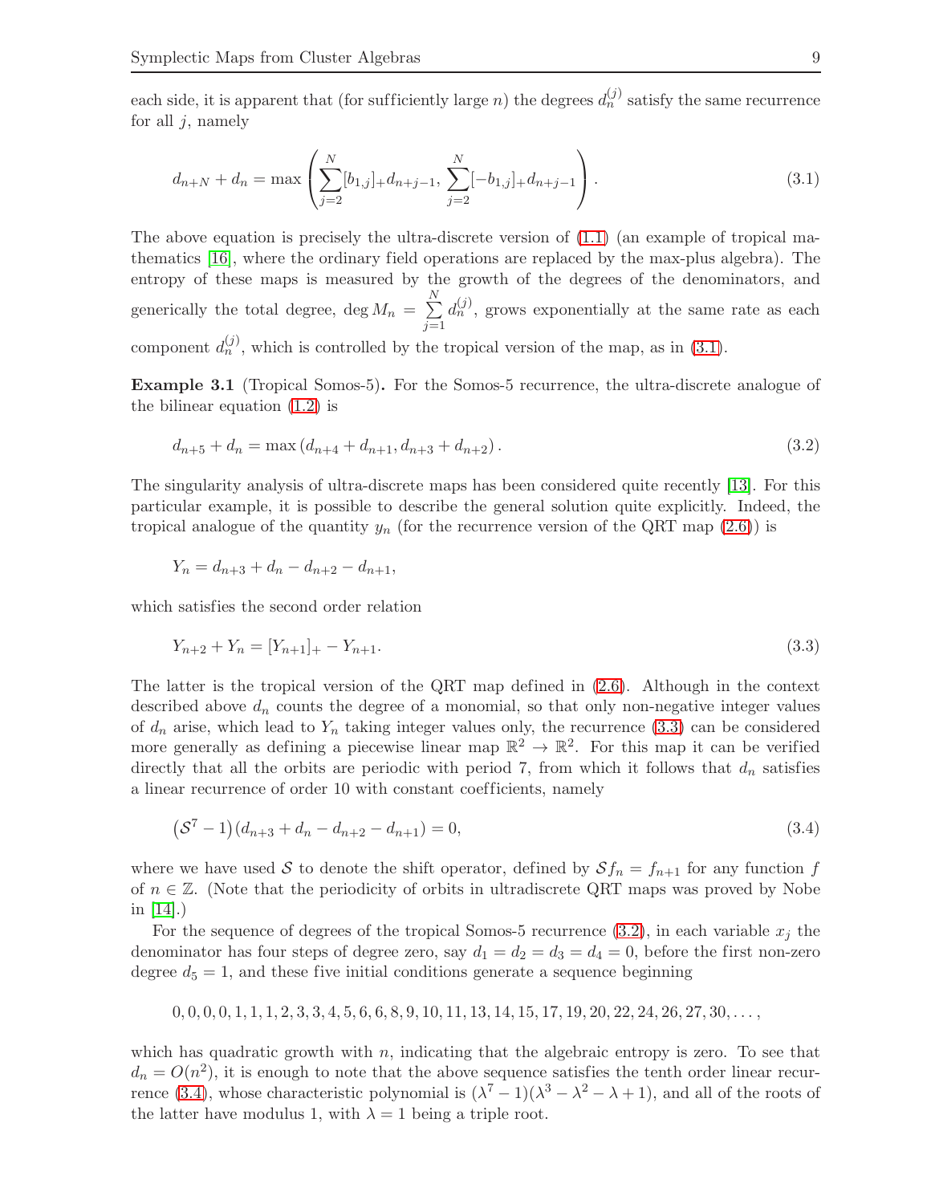each side, it is apparent that (for sufficiently large $n$) the degrees $d_n^{(j)}$ satisfy the same recurrence for all $j$, namely

$$d_{n+N} + d_n = \max\left(\sum_{j=2}^{N} [b_{1,j}]_+ d_{n+j-1}, \sum_{j=2}^{N} [-b_{1,j}]_+ d_{n+j-1}\right). \tag{3.1}$$

The above equation is precisely the ultra-discrete version of (1.1) (an example of tropical mathematics [16], where the ordinary field operations are replaced by the max-plus algebra). The entropy of these maps is measured by the growth of the degrees of the denominators, and generically the total degree, $\deg M_n = \sum_{j=1}^{N} d_n^{(j)}$, grows exponentially at the same rate as each component $d_n^{(j)}$, which is controlled by the tropical version of the map, as in (3.1).

**Example 3.1** (Tropical Somos-5)**.** For the Somos-5 recurrence, the ultra-discrete analogue of the bilinear equation (1.2) is

$$d_{n+5} + d_n = \max\left(d_{n+4} + d_{n+1}, d_{n+3} + d_{n+2}\right). \tag{3.2}$$

The singularity analysis of ultra-discrete maps has been considered quite recently [13]. For this particular example, it is possible to describe the general solution quite explicitly. Indeed, the tropical analogue of the quantity $y_n$ (for the recurrence version of the QRT map (2.6)) is

$$Y_n = d_{n+3} + d_n - d_{n+2} - d_{n+1},$$

which satisfies the second order relation

$$Y_{n+2} + Y_n = [Y_{n+1}]_+ - Y_{n+1}. \tag{3.3}$$

The latter is the tropical version of the QRT map defined in (2.6). Although in the context described above $d_n$ counts the degree of a monomial, so that only non-negative integer values of $d_n$ arise, which lead to $Y_n$ taking integer values only, the recurrence (3.3) can be considered more generally as defining a piecewise linear map $\mathbb{R}^2 \to \mathbb{R}^2$. For this map it can be verified directly that all the orbits are periodic with period 7, from which it follows that $d_n$ satisfies a linear recurrence of order 10 with constant coefficients, namely

$$\left(\mathcal{S}^7 - 1\right)\left(d_{n+3} + d_n - d_{n+2} - d_{n+1}\right) = 0, \tag{3.4}$$

where we have used $\mathcal{S}$ to denote the shift operator, defined by $\mathcal{S} f_n = f_{n+1}$ for any function $f$ of $n \in \mathbb{Z}$. (Note that the periodicity of orbits in ultradiscrete QRT maps was proved by Nobe in [14].)

For the sequence of degrees of the tropical Somos-5 recurrence (3.2), in each variable $x_j$ the denominator has four steps of degree zero, say $d_1 = d_2 = d_3 = d_4 = 0$, before the first non-zero degree $d_5 = 1$, and these five initial conditions generate a sequence beginning

$$0, 0, 0, 0, 1, 1, 1, 2, 3, 3, 4, 5, 6, 6, 8, 9, 10, 11, 13, 14, 15, 17, 19, 20, 22, 24, 26, 27, 30, \ldots,$$

which has quadratic growth with $n$, indicating that the algebraic entropy is zero. To see that $d_n = O(n^2)$, it is enough to note that the above sequence satisfies the tenth order linear recurrence (3.4), whose characteristic polynomial is $(\lambda^7 - 1)(\lambda^3 - \lambda^2 - \lambda + 1)$, and all of the roots of the latter have modulus 1, with $\lambda = 1$ being a triple root.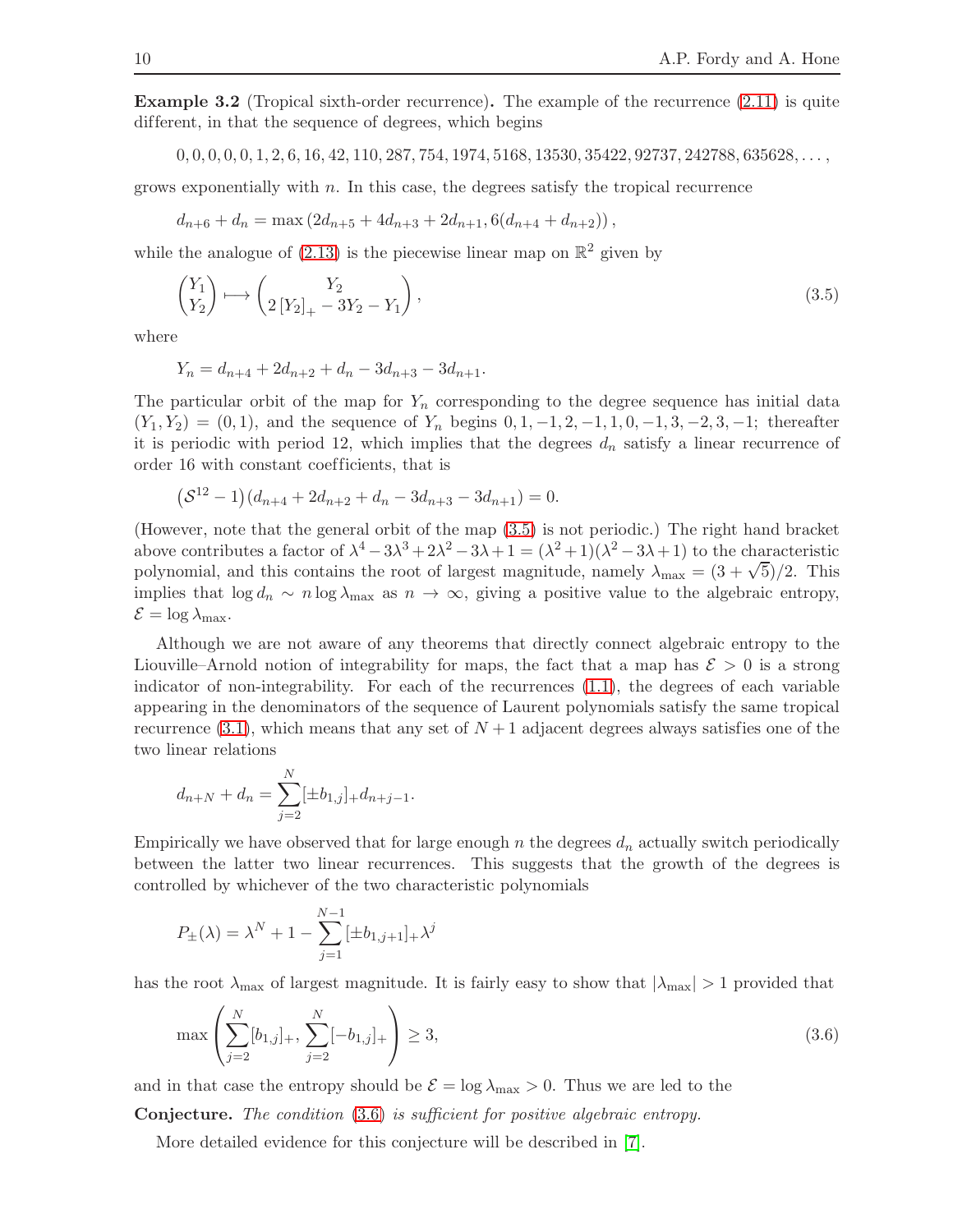**Example 3.2** (Tropical sixth-order recurrence)**.** The example of the recurrence (2.11) is quite different, in that the sequence of degrees, which begins

$$0, 0, 0, 0, 0, 1, 2, 6, 16, 42, 110, 287, 754, 1974, 5168, 13530, 35422, 92737, 242788, 635628, \ldots,$$

grows exponentially with $n$. In this case, the degrees satisfy the tropical recurrence

$$d_{n+6} + d_n = \max\left(2d_{n+5} + 4d_{n+3} + 2d_{n+1}, 6(d_{n+4} + d_{n+2})\right),$$

while the analogue of (2.13) is the piecewise linear map on $\mathbb{R}^2$ given by

$$\begin{pmatrix} Y_1 \\ Y_2 \end{pmatrix} \longmapsto \begin{pmatrix} Y_2 \\ 2\left[Y_2\right]_+ - 3Y_2 - Y_1 \end{pmatrix}, \tag{3.5}$$

where

$$Y_n = d_{n+4} + 2d_{n+2} + d_n - 3d_{n+3} - 3d_{n+1}.$$

The particular orbit of the map for $Y_n$ corresponding to the degree sequence has initial data $(Y_1, Y_2) = (0, 1)$, and the sequence of $Y_n$ begins $0, 1, -1, 2, -1, 1, 0, -1, 3, -2, 3, -1$; thereafter it is periodic with period 12, which implies that the degrees $d_n$ satisfy a linear recurrence of order 16 with constant coefficients, that is

$$\left(\mathcal{S}^{12} - 1\right)\left(d_{n+4} + 2d_{n+2} + d_n - 3d_{n+3} - 3d_{n+1}\right) = 0.$$

(However, note that the general orbit of the map (3.5) is not periodic.) The right hand bracket above contributes a factor of $\lambda^4 - 3\lambda^3 + 2\lambda^2 - 3\lambda + 1 = (\lambda^2 + 1)(\lambda^2 - 3\lambda + 1)$ to the characteristic polynomial, and this contains the root of largest magnitude, namely $\lambda_{\max} = (3 + \sqrt{5})/2$. This implies that $\log d_n \sim n \log \lambda_{\max}$ as $n \to \infty$, giving a positive value to the algebraic entropy, $\mathcal{E} = \log \lambda_{\max}$.

Although we are not aware of any theorems that directly connect algebraic entropy to the Liouville–Arnold notion of integrability for maps, the fact that a map has $\mathcal{E} > 0$ is a strong indicator of non-integrability. For each of the recurrences (1.1), the degrees of each variable appearing in the denominators of the sequence of Laurent polynomials satisfy the same tropical recurrence (3.1), which means that any set of $N + 1$ adjacent degrees always satisfies one of the two linear relations

$$d_{n+N} + d_n = \sum_{j=2}^{N} [\pm b_{1,j}]_+ d_{n+j-1}.$$

Empirically we have observed that for large enough $n$ the degrees $d_n$ actually switch periodically between the latter two linear recurrences. This suggests that the growth of the degrees is controlled by whichever of the two characteristic polynomials

$$P_\pm(\lambda) = \lambda^N + 1 - \sum_{j=1}^{N-1} [\pm b_{1,j+1}]_+ \lambda^j$$

has the root $\lambda_{\max}$ of largest magnitude. It is fairly easy to show that $|\lambda_{\max}| > 1$ provided that

$$\max\left(\sum_{j=2}^{N} [b_{1,j}]_+, \sum_{j=2}^{N} [-b_{1,j}]_+\right) \geq 3, \tag{3.6}$$

and in that case the entropy should be $\mathcal{E} = \log \lambda_{\max} > 0$. Thus we are led to the

**Conjecture.** *The condition* (3.6) *is sufficient for positive algebraic entropy.*

More detailed evidence for this conjecture will be described in [7].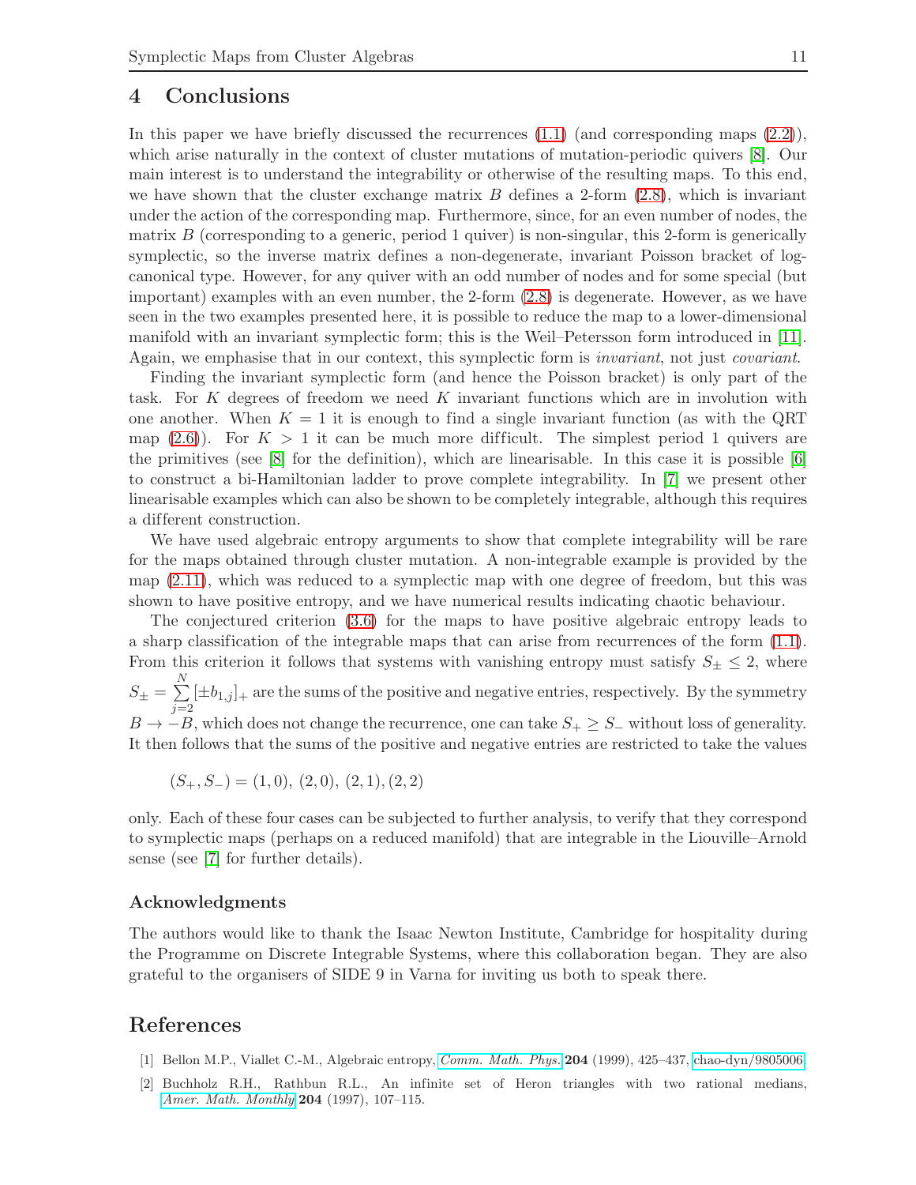## 4 Conclusions

In this paper we have briefly discussed the recurrences (1.1) (and corresponding maps (2.2)), which arise naturally in the context of cluster mutations of mutation-periodic quivers [8]. Our main interest is to understand the integrability or otherwise of the resulting maps. To this end, we have shown that the cluster exchange matrix $B$ defines a 2-form (2.8), which is invariant under the action of the corresponding map. Furthermore, since, for an even number of nodes, the matrix $B$ (corresponding to a generic, period 1 quiver) is non-singular, this 2-form is generically symplectic, so the inverse matrix defines a non-degenerate, invariant Poisson bracket of log-canonical type. However, for any quiver with an odd number of nodes and for some special (but important) examples with an even number, the 2-form (2.8) is degenerate. However, as we have seen in the two examples presented here, it is possible to reduce the map to a lower-dimensional manifold with an invariant symplectic form; this is the Weil–Petersson form introduced in [11]. Again, we emphasise that in our context, this symplectic form is *invariant*, not just *covariant*.

Finding the invariant symplectic form (and hence the Poisson bracket) is only part of the task. For $K$ degrees of freedom we need $K$ invariant functions which are in involution with one another. When $K = 1$ it is enough to find a single invariant function (as with the QRT map (2.6)). For $K > 1$ it can be much more difficult. The simplest period 1 quivers are the primitives (see [8] for the definition), which are linearisable. In this case it is possible [6] to construct a bi-Hamiltonian ladder to prove complete integrability. In [7] we present other linearisable examples which can also be shown to be completely integrable, although this requires a different construction.

We have used algebraic entropy arguments to show that complete integrability will be rare for the maps obtained through cluster mutation. A non-integrable example is provided by the map (2.11), which was reduced to a symplectic map with one degree of freedom, but this was shown to have positive entropy, and we have numerical results indicating chaotic behaviour.

The conjectured criterion (3.6) for the maps to have positive algebraic entropy leads to a sharp classification of the integrable maps that can arise from recurrences of the form (1.1). From this criterion it follows that systems with vanishing entropy must satisfy $S_\pm \leq 2$, where $S_\pm = \sum_{j=2}^{N} [\pm b_{1,j}]_+$ are the sums of the positive and negative entries, respectively. By the symmetry $B \to -B$, which does not change the recurrence, one can take $S_+ \geq S_-$ without loss of generality. It then follows that the sums of the positive and negative entries are restricted to take the values

$$(S_+, S_-) = (1, 0),\ (2, 0),\ (2, 1), (2, 2)$$

only. Each of these four cases can be subjected to further analysis, to verify that they correspond to symplectic maps (perhaps on a reduced manifold) that are integrable in the Liouville–Arnold sense (see [7] for further details).

### Acknowledgments

The authors would like to thank the Isaac Newton Institute, Cambridge for hospitality during the Programme on Discrete Integrable Systems, where this collaboration began. They are also grateful to the organisers of SIDE 9 in Varna for inviting us both to speak there.

## References

[1] Bellon M.P., Viallet C.-M., Algebraic entropy, *Comm. Math. Phys.* **204** (1999), 425–437, chao-dyn/9805006.

[2] Buchholz R.H., Rathbun R.L., An infinite set of Heron triangles with two rational medians, *Amer. Math. Monthly* **204** (1997), 107–115.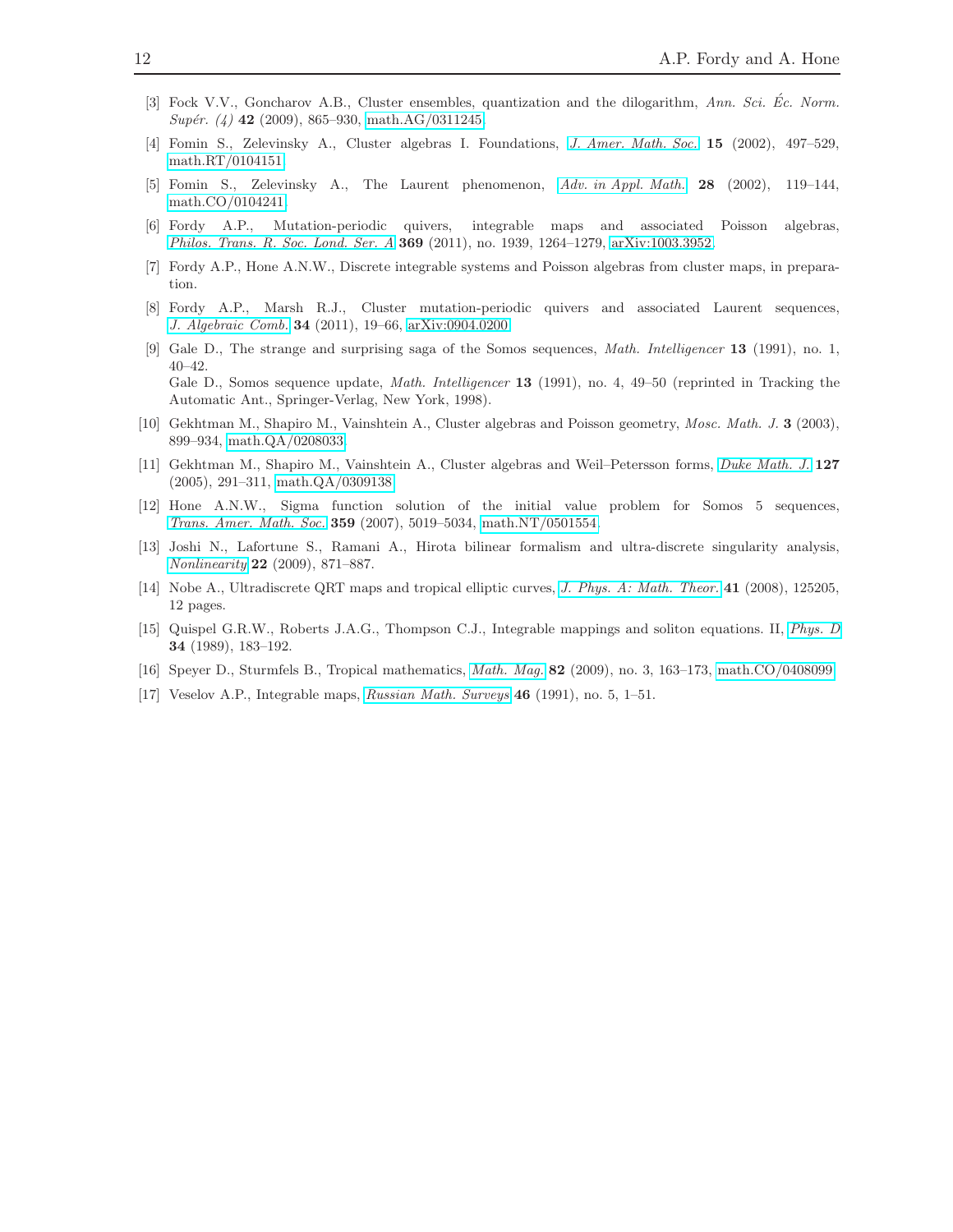- [3] Fock V.V., Goncharov A.B., Cluster ensembles, quantization and the dilogarithm, *Ann. Sci. École Norm. Supér. (4)* **42** (2009), 865–930, math.AG/0311245.
- [4] Fomin S., Zelevinsky A., Cluster algebras I. Foundations, *J. Amer. Math. Soc.* **15** (2002), 497–529, math.RT/0104151.
- [5] Fomin S., Zelevinsky A., The Laurent phenomenon, *Adv. in Appl. Math.* **28** (2002), 119–144, math.CO/0104241.
- [6] Fordy A.P., Mutation-periodic quivers, integrable maps and associated Poisson algebras, *Philos. Trans. R. Soc. Lond. Ser. A* **369** (2011), no. 1939, 1264–1279, arXiv:1003.3952.
- [7] Fordy A.P., Hone A.N.W., Discrete integrable systems and Poisson algebras from cluster maps, in preparation.
- [8] Fordy A.P., Marsh R.J., Cluster mutation-periodic quivers and associated Laurent sequences, *J. Algebraic Comb.* **34** (2011), 19–66, arXiv:0904.0200.
- [9] Gale D., The strange and surprising saga of the Somos sequences, *Math. Intelligencer* **13** (1991), no. 1, 40–42.
  Gale D., Somos sequence update, *Math. Intelligencer* **13** (1991), no. 4, 49–50 (reprinted in Tracking the Automatic Ant., Springer-Verlag, New York, 1998).
- [10] Gekhtman M., Shapiro M., Vainshtein A., Cluster algebras and Poisson geometry, *Mosc. Math. J.* **3** (2003), 899–934, math.QA/0208033.
- [11] Gekhtman M., Shapiro M., Vainshtein A., Cluster algebras and Weil–Petersson forms, *Duke Math. J.* **127** (2005), 291–311, math.QA/0309138.
- [12] Hone A.N.W., Sigma function solution of the initial value problem for Somos 5 sequences, *Trans. Amer. Math. Soc.* **359** (2007), 5019–5034, math.NT/0501554.
- [13] Joshi N., Lafortune S., Ramani A., Hirota bilinear formalism and ultra-discrete singularity analysis, *Nonlinearity* **22** (2009), 871–887.
- [14] Nobe A., Ultradiscrete QRT maps and tropical elliptic curves, *J. Phys. A: Math. Theor.* **41** (2008), 125205, 12 pages.
- [15] Quispel G.R.W., Roberts J.A.G., Thompson C.J., Integrable mappings and soliton equations. II, *Phys. D* **34** (1989), 183–192.
- [16] Speyer D., Sturmfels B., Tropical mathematics, *Math. Mag.* **82** (2009), no. 3, 163–173, math.CO/0408099.
- [17] Veselov A.P., Integrable maps, *Russian Math. Surveys* **46** (1991), no. 5, 1–51.